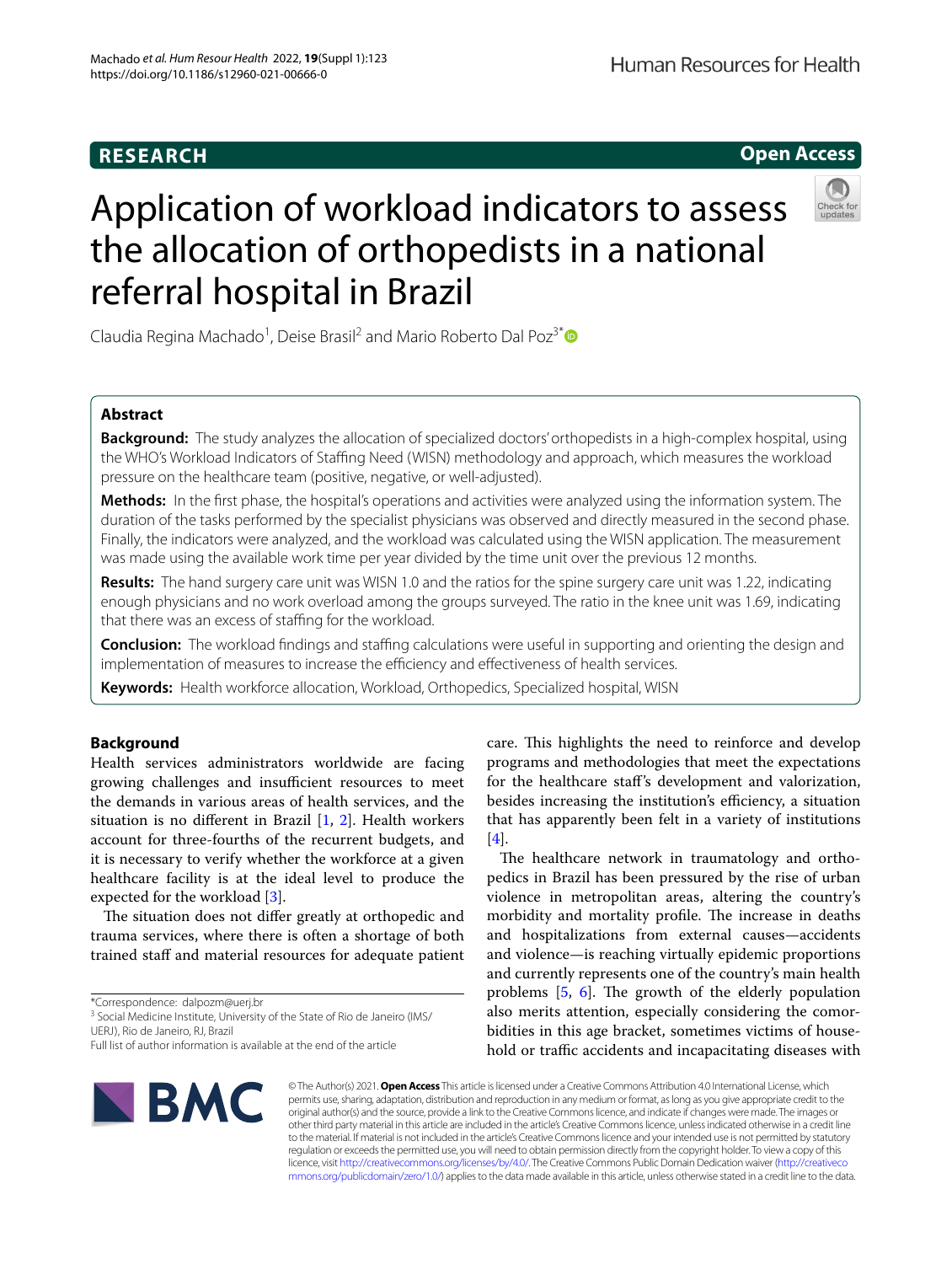RESEARCH

Open Access

# Application of workload indicators to assess the allocation of orthopedists in a national referral hospital in Brazil

Claudia Regina Machado[1], Deise Brasil[2] and Mario Roberto Dal Poz[3*]

## Abstract

**Background:** The study analyzes the allocation of specialized doctors' orthopedists in a high-complex hospital, using the WHO's Workload Indicators of Staffing Need (WISN) methodology and approach, which measures the workload pressure on the healthcare team (positive, negative, or well-adjusted).

**Methods:** In the first phase, the hospital's operations and activities were analyzed using the information system. The duration of the tasks performed by the specialist physicians was observed and directly measured in the second phase. Finally, the indicators were analyzed, and the workload was calculated using the WISN application. The measurement was made using the available work time per year divided by the time unit over the previous 12 months.

**Results:** The hand surgery care unit was WISN 1.0 and the ratios for the spine surgery care unit was 1.22, indicating enough physicians and no work overload among the groups surveyed. The ratio in the knee unit was 1.69, indicating that there was an excess of staffing for the workload.

**Conclusion:** The workload findings and staffing calculations were useful in supporting and orienting the design and implementation of measures to increase the efficiency and effectiveness of health services.

**Keywords:** Health workforce allocation, Workload, Orthopedics, Specialized hospital, WISN

## Background

Health services administrators worldwide are facing growing challenges and insufficient resources to meet the demands in various areas of health services, and the situation is no different in Brazil [1, 2]. Health workers account for three-fourths of the recurrent budgets, and it is necessary to verify whether the workforce at a given healthcare facility is at the ideal level to produce the expected for the workload [3].

The situation does not differ greatly at orthopedic and trauma services, where there is often a shortage of both trained staff and material resources for adequate patient care. This highlights the need to reinforce and develop programs and methodologies that meet the expectations for the healthcare staff's development and valorization, besides increasing the institution's efficiency, a situation that has apparently been felt in a variety of institutions [4].

The healthcare network in traumatology and orthopedics in Brazil has been pressured by the rise of urban violence in metropolitan areas, altering the country's morbidity and mortality profile. The increase in deaths and hospitalizations from external causes—accidents and violence—is reaching virtually epidemic proportions and currently represents one of the country's main health problems [5, 6]. The growth of the elderly population also merits attention, especially considering the comorbidities in this age bracket, sometimes victims of household or traffic accidents and incapacitating diseases with

*Correspondence: dalpozm@uerj.br
[3] Social Medicine Institute, University of the State of Rio de Janeiro (IMS/UERJ), Rio de Janeiro, RJ, Brazil
Full list of author information is available at the end of the article

© The Author(s) 2021. **Open Access** This article is licensed under a Creative Commons Attribution 4.0 International License, which permits use, sharing, adaptation, distribution and reproduction in any medium or format, as long as you give appropriate credit to the original author(s) and the source, provide a link to the Creative Commons licence, and indicate if changes were made. The images or other third party material in this article are included in the article's Creative Commons licence, unless indicated otherwise in a credit line to the material. If material is not included in the article's Creative Commons licence and your intended use is not permitted by statutory regulation or exceeds the permitted use, you will need to obtain permission directly from the copyright holder. To view a copy of this licence, visit http://creativecommons.org/licenses/by/4.0/. The Creative Commons Public Domain Dedication waiver (http://creativecommons.org/publicdomain/zero/1.0/) applies to the data made available in this article, unless otherwise stated in a credit line to the data.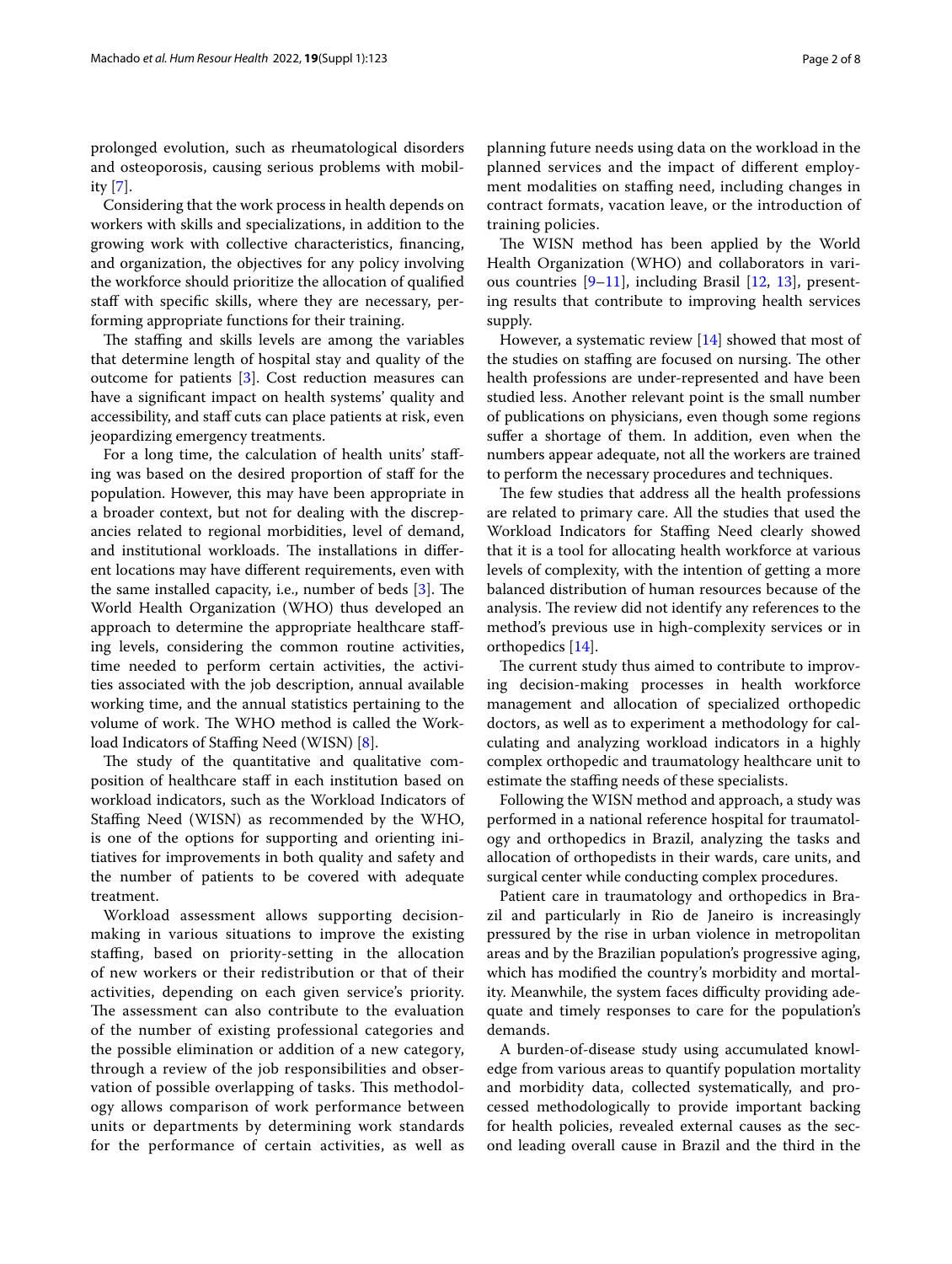prolonged evolution, such as rheumatological disorders and osteoporosis, causing serious problems with mobility [7].

Considering that the work process in health depends on workers with skills and specializations, in addition to the growing work with collective characteristics, financing, and organization, the objectives for any policy involving the workforce should prioritize the allocation of qualified staff with specific skills, where they are necessary, performing appropriate functions for their training.

The staffing and skills levels are among the variables that determine length of hospital stay and quality of the outcome for patients [3]. Cost reduction measures can have a significant impact on health systems' quality and accessibility, and staff cuts can place patients at risk, even jeopardizing emergency treatments.

For a long time, the calculation of health units' staffing was based on the desired proportion of staff for the population. However, this may have been appropriate in a broader context, but not for dealing with the discrepancies related to regional morbidities, level of demand, and institutional workloads. The installations in different locations may have different requirements, even with the same installed capacity, i.e., number of beds [3]. The World Health Organization (WHO) thus developed an approach to determine the appropriate healthcare staffing levels, considering the common routine activities, time needed to perform certain activities, the activities associated with the job description, annual available working time, and the annual statistics pertaining to the volume of work. The WHO method is called the Workload Indicators of Staffing Need (WISN) [8].

The study of the quantitative and qualitative composition of healthcare staff in each institution based on workload indicators, such as the Workload Indicators of Staffing Need (WISN) as recommended by the WHO, is one of the options for supporting and orienting initiatives for improvements in both quality and safety and the number of patients to be covered with adequate treatment.

Workload assessment allows supporting decision-making in various situations to improve the existing staffing, based on priority-setting in the allocation of new workers or their redistribution or that of their activities, depending on each given service's priority. The assessment can also contribute to the evaluation of the number of existing professional categories and the possible elimination or addition of a new category, through a review of the job responsibilities and observation of possible overlapping of tasks. This methodology allows comparison of work performance between units or departments by determining work standards for the performance of certain activities, as well as planning future needs using data on the workload in the planned services and the impact of different employment modalities on staffing need, including changes in contract formats, vacation leave, or the introduction of training policies.

The WISN method has been applied by the World Health Organization (WHO) and collaborators in various countries [9–11], including Brasil [12, 13], presenting results that contribute to improving health services supply.

However, a systematic review [14] showed that most of the studies on staffing are focused on nursing. The other health professions are under-represented and have been studied less. Another relevant point is the small number of publications on physicians, even though some regions suffer a shortage of them. In addition, even when the numbers appear adequate, not all the workers are trained to perform the necessary procedures and techniques.

The few studies that address all the health professions are related to primary care. All the studies that used the Workload Indicators for Staffing Need clearly showed that it is a tool for allocating health workforce at various levels of complexity, with the intention of getting a more balanced distribution of human resources because of the analysis. The review did not identify any references to the method's previous use in high-complexity services or in orthopedics [14].

The current study thus aimed to contribute to improving decision-making processes in health workforce management and allocation of specialized orthopedic doctors, as well as to experiment a methodology for calculating and analyzing workload indicators in a highly complex orthopedic and traumatology healthcare unit to estimate the staffing needs of these specialists.

Following the WISN method and approach, a study was performed in a national reference hospital for traumatology and orthopedics in Brazil, analyzing the tasks and allocation of orthopedists in their wards, care units, and surgical center while conducting complex procedures.

Patient care in traumatology and orthopedics in Brazil and particularly in Rio de Janeiro is increasingly pressured by the rise in urban violence in metropolitan areas and by the Brazilian population's progressive aging, which has modified the country's morbidity and mortality. Meanwhile, the system faces difficulty providing adequate and timely responses to care for the population's demands.

A burden-of-disease study using accumulated knowledge from various areas to quantify population mortality and morbidity data, collected systematically, and processed methodologically to provide important backing for health policies, revealed external causes as the second leading overall cause in Brazil and the third in the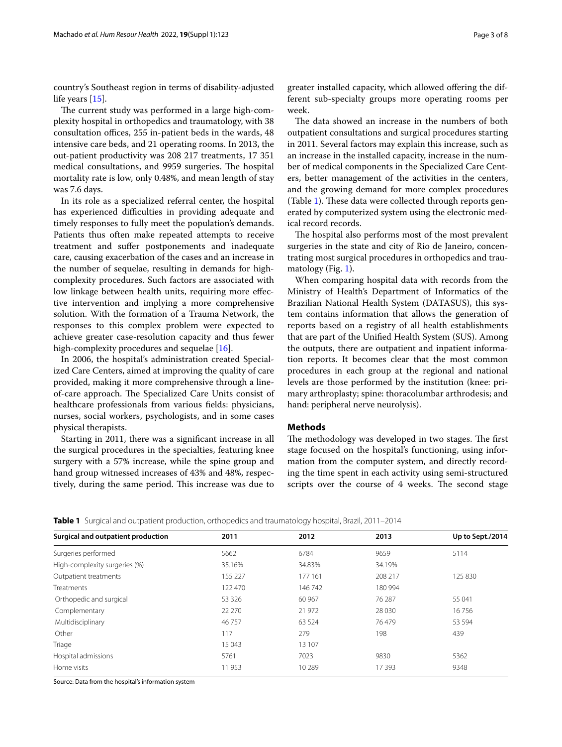country's Southeast region in terms of disability-adjusted life years [15].

The current study was performed in a large high-complexity hospital in orthopedics and traumatology, with 38 consultation offices, 255 in-patient beds in the wards, 48 intensive care beds, and 21 operating rooms. In 2013, the out-patient productivity was 208 217 treatments, 17 351 medical consultations, and 9959 surgeries. The hospital mortality rate is low, only 0.48%, and mean length of stay was 7.6 days.

In its role as a specialized referral center, the hospital has experienced difficulties in providing adequate and timely responses to fully meet the population's demands. Patients thus often make repeated attempts to receive treatment and suffer postponements and inadequate care, causing exacerbation of the cases and an increase in the number of sequelae, resulting in demands for high-complexity procedures. Such factors are associated with low linkage between health units, requiring more effective intervention and implying a more comprehensive solution. With the formation of a Trauma Network, the responses to this complex problem were expected to achieve greater case-resolution capacity and thus fewer high-complexity procedures and sequelae [16].

In 2006, the hospital's administration created Specialized Care Centers, aimed at improving the quality of care provided, making it more comprehensive through a line-of-care approach. The Specialized Care Units consist of healthcare professionals from various fields: physicians, nurses, social workers, psychologists, and in some cases physical therapists.

Starting in 2011, there was a significant increase in all the surgical procedures in the specialties, featuring knee surgery with a 57% increase, while the spine group and hand group witnessed increases of 43% and 48%, respectively, during the same period. This increase was due to greater installed capacity, which allowed offering the different sub-specialty groups more operating rooms per week.

The data showed an increase in the numbers of both outpatient consultations and surgical procedures starting in 2011. Several factors may explain this increase, such as an increase in the installed capacity, increase in the number of medical components in the Specialized Care Centers, better management of the activities in the centers, and the growing demand for more complex procedures (Table 1). These data were collected through reports generated by computerized system using the electronic medical record records.

The hospital also performs most of the most prevalent surgeries in the state and city of Rio de Janeiro, concentrating most surgical procedures in orthopedics and traumatology (Fig. 1).

When comparing hospital data with records from the Ministry of Health's Department of Informatics of the Brazilian National Health System (DATASUS), this system contains information that allows the generation of reports based on a registry of all health establishments that are part of the Unified Health System (SUS). Among the outputs, there are outpatient and inpatient information reports. It becomes clear that the most common procedures in each group at the regional and national levels are those performed by the institution (knee: primary arthroplasty; spine: thoracolumbar arthrodesis; and hand: peripheral nerve neurolysis).

## Methods

The methodology was developed in two stages. The first stage focused on the hospital's functioning, using information from the computer system, and directly recording the time spent in each activity using semi-structured scripts over the course of 4 weeks. The second stage

**Table 1** Surgical and outpatient production, orthopedics and traumatology hospital, Brazil, 2011–2014

| Surgical and outpatient production | 2011 | 2012 | 2013 | Up to Sept./2014 |
|---|---|---|---|---|
| Surgeries performed | 5662 | 6784 | 9659 | 5114 |
| High-complexity surgeries (%) | 35.16% | 34.83% | 34.19% | |
| Outpatient treatments | 155 227 | 177 161 | 208 217 | 125 830 |
| Treatments | 122 470 | 146 742 | 180 994 | |
| Orthopedic and surgical | 53 326 | 60 967 | 76 287 | 55 041 |
| Complementary | 22 270 | 21 972 | 28 030 | 16 756 |
| Multidisciplinary | 46 757 | 63 524 | 76 479 | 53 594 |
| Other | 117 | 279 | 198 | 439 |
| Triage | 15 043 | 13 107 | | |
| Hospital admissions | 5761 | 7023 | 9830 | 5362 |
| Home visits | 11 953 | 10 289 | 17 393 | 9348 |

Source: Data from the hospital's information system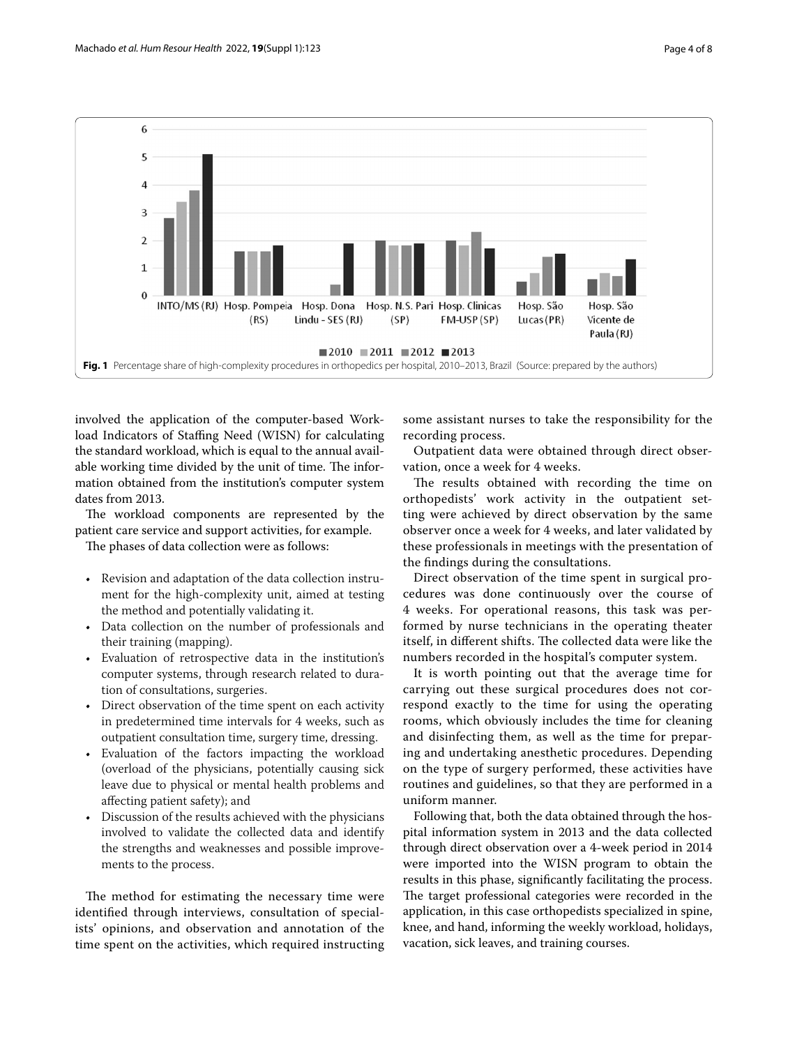Fig. 1 Percentage share of high-complexity procedures in orthopedics per hospital, 2010–2013, Brazil (Source: prepared by the authors)

involved the application of the computer-based Workload Indicators of Staffing Need (WISN) for calculating the standard workload, which is equal to the annual available working time divided by the unit of time. The information obtained from the institution's computer system dates from 2013.

The workload components are represented by the patient care service and support activities, for example.

The phases of data collection were as follows:

- Revision and adaptation of the data collection instrument for the high-complexity unit, aimed at testing the method and potentially validating it.
- Data collection on the number of professionals and their training (mapping).
- Evaluation of retrospective data in the institution's computer systems, through research related to duration of consultations, surgeries.
- Direct observation of the time spent on each activity in predetermined time intervals for 4 weeks, such as outpatient consultation time, surgery time, dressing.
- Evaluation of the factors impacting the workload (overload of the physicians, potentially causing sick leave due to physical or mental health problems and affecting patient safety); and
- Discussion of the results achieved with the physicians involved to validate the collected data and identify the strengths and weaknesses and possible improvements to the process.

The method for estimating the necessary time were identified through interviews, consultation of specialists' opinions, and observation and annotation of the time spent on the activities, which required instructing some assistant nurses to take the responsibility for the recording process.

Outpatient data were obtained through direct observation, once a week for 4 weeks.

The results obtained with recording the time on orthopedists' work activity in the outpatient setting were achieved by direct observation by the same observer once a week for 4 weeks, and later validated by these professionals in meetings with the presentation of the findings during the consultations.

Direct observation of the time spent in surgical procedures was done continuously over the course of 4 weeks. For operational reasons, this task was performed by nurse technicians in the operating theater itself, in different shifts. The collected data were like the numbers recorded in the hospital's computer system.

It is worth pointing out that the average time for carrying out these surgical procedures does not correspond exactly to the time for using the operating rooms, which obviously includes the time for cleaning and disinfecting them, as well as the time for preparing and undertaking anesthetic procedures. Depending on the type of surgery performed, these activities have routines and guidelines, so that they are performed in a uniform manner.

Following that, both the data obtained through the hospital information system in 2013 and the data collected through direct observation over a 4-week period in 2014 were imported into the WISN program to obtain the results in this phase, significantly facilitating the process. The target professional categories were recorded in the application, in this case orthopedists specialized in spine, knee, and hand, informing the weekly workload, holidays, vacation, sick leaves, and training courses.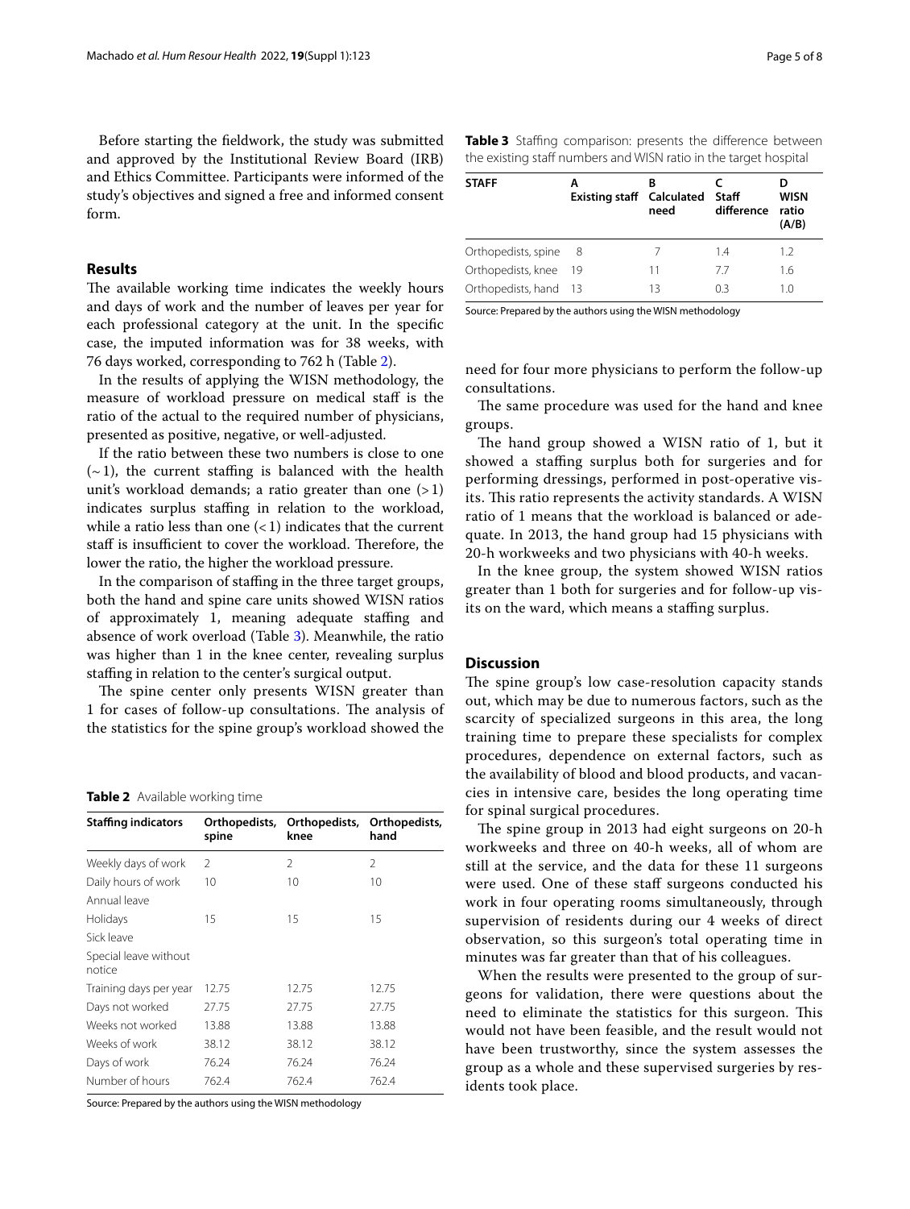Before starting the fieldwork, the study was submitted and approved by the Institutional Review Board (IRB) and Ethics Committee. Participants were informed of the study's objectives and signed a free and informed consent form.

## Results

The available working time indicates the weekly hours and days of work and the number of leaves per year for each professional category at the unit. In the specific case, the imputed information was for 38 weeks, with 76 days worked, corresponding to 762 h (Table 2).

In the results of applying the WISN methodology, the measure of workload pressure on medical staff is the ratio of the actual to the required number of physicians, presented as positive, negative, or well-adjusted.

If the ratio between these two numbers is close to one (~ 1), the current staffing is balanced with the health unit's workload demands; a ratio greater than one (> 1) indicates surplus staffing in relation to the workload, while a ratio less than one (< 1) indicates that the current staff is insufficient to cover the workload. Therefore, the lower the ratio, the higher the workload pressure.

In the comparison of staffing in the three target groups, both the hand and spine care units showed WISN ratios of approximately 1, meaning adequate staffing and absence of work overload (Table 3). Meanwhile, the ratio was higher than 1 in the knee center, revealing surplus staffing in relation to the center's surgical output.

The spine center only presents WISN greater than 1 for cases of follow-up consultations. The analysis of the statistics for the spine group's workload showed the need for four more physicians to perform the follow-up consultations.

**Table 2** Available working time

| Staffing indicators | Orthopedists, spine | Orthopedists, knee | Orthopedists, hand |
|---|---|---|---|
| Weekly days of work | 2 | 2 | 2 |
| Daily hours of work | 10 | 10 | 10 |
| Annual leave | | | |
| Holidays | 15 | 15 | 15 |
| Sick leave | | | |
| Special leave without notice | | | |
| Training days per year | 12.75 | 12.75 | 12.75 |
| Days not worked | 27.75 | 27.75 | 27.75 |
| Weeks not worked | 13.88 | 13.88 | 13.88 |
| Weeks of work | 38.12 | 38.12 | 38.12 |
| Days of work | 76.24 | 76.24 | 76.24 |
| Number of hours | 762.4 | 762.4 | 762.4 |

Source: Prepared by the authors using the WISN methodology

**Table 3** Staffing comparison: presents the difference between the existing staff numbers and WISN ratio in the target hospital

| STAFF | A Existing staff | B Calculated need | C Staff difference | D WISN ratio (A/B) |
|---|---|---|---|---|
| Orthopedists, spine | 8 | 7 | 1.4 | 1.2 |
| Orthopedists, knee | 19 | 11 | 7.7 | 1.6 |
| Orthopedists, hand | 13 | 13 | 0.3 | 1.0 |

Source: Prepared by the authors using the WISN methodology

The same procedure was used for the hand and knee groups.

The hand group showed a WISN ratio of 1, but it showed a staffing surplus both for surgeries and for performing dressings, performed in post-operative visits. This ratio represents the activity standards. A WISN ratio of 1 means that the workload is balanced or adequate. In 2013, the hand group had 15 physicians with 20-h workweeks and two physicians with 40-h weeks.

In the knee group, the system showed WISN ratios greater than 1 both for surgeries and for follow-up visits on the ward, which means a staffing surplus.

## Discussion

The spine group's low case-resolution capacity stands out, which may be due to numerous factors, such as the scarcity of specialized surgeons in this area, the long training time to prepare these specialists for complex procedures, dependence on external factors, such as the availability of blood and blood products, and vacancies in intensive care, besides the long operating time for spinal surgical procedures.

The spine group in 2013 had eight surgeons on 20-h workweeks and three on 40-h weeks, all of whom are still at the service, and the data for these 11 surgeons were used. One of these staff surgeons conducted his work in four operating rooms simultaneously, through supervision of residents during our 4 weeks of direct observation, so this surgeon's total operating time in minutes was far greater than that of his colleagues.

When the results were presented to the group of surgeons for validation, there were questions about the need to eliminate the statistics for this surgeon. This would not have been feasible, and the result would not have been trustworthy, since the system assesses the group as a whole and these supervised surgeries by residents took place.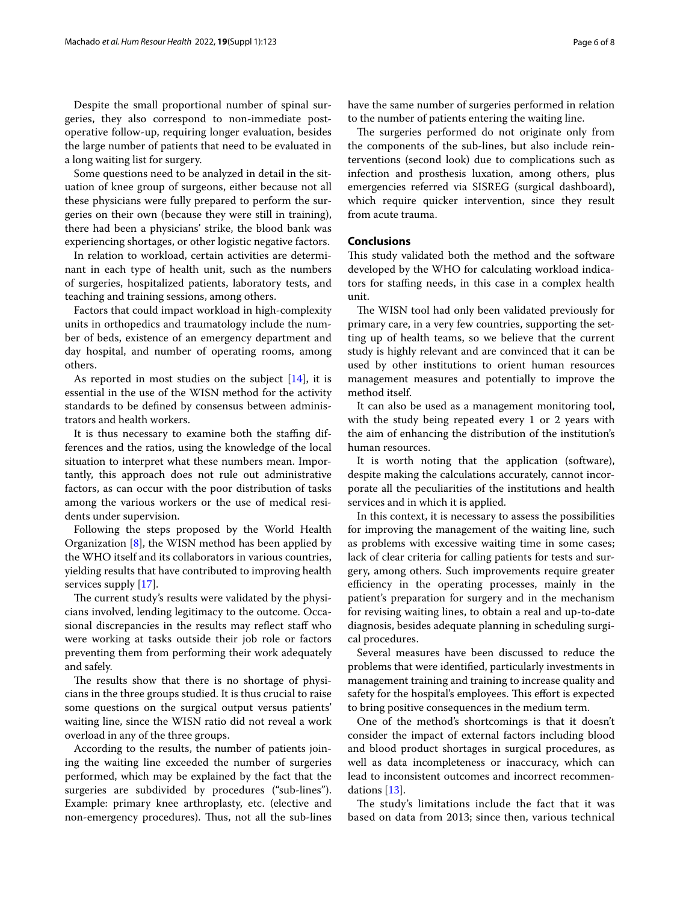Despite the small proportional number of spinal surgeries, they also correspond to non-immediate postoperative follow-up, requiring longer evaluation, besides the large number of patients that need to be evaluated in a long waiting list for surgery.

Some questions need to be analyzed in detail in the situation of knee group of surgeons, either because not all these physicians were fully prepared to perform the surgeries on their own (because they were still in training), there had been a physicians' strike, the blood bank was experiencing shortages, or other logistic negative factors.

In relation to workload, certain activities are determinant in each type of health unit, such as the numbers of surgeries, hospitalized patients, laboratory tests, and teaching and training sessions, among others.

Factors that could impact workload in high-complexity units in orthopedics and traumatology include the number of beds, existence of an emergency department and day hospital, and number of operating rooms, among others.

As reported in most studies on the subject [14], it is essential in the use of the WISN method for the activity standards to be defined by consensus between administrators and health workers.

It is thus necessary to examine both the staffing differences and the ratios, using the knowledge of the local situation to interpret what these numbers mean. Importantly, this approach does not rule out administrative factors, as can occur with the poor distribution of tasks among the various workers or the use of medical residents under supervision.

Following the steps proposed by the World Health Organization [8], the WISN method has been applied by the WHO itself and its collaborators in various countries, yielding results that have contributed to improving health services supply [17].

The current study's results were validated by the physicians involved, lending legitimacy to the outcome. Occasional discrepancies in the results may reflect staff who were working at tasks outside their job role or factors preventing them from performing their work adequately and safely.

The results show that there is no shortage of physicians in the three groups studied. It is thus crucial to raise some questions on the surgical output versus patients' waiting line, since the WISN ratio did not reveal a work overload in any of the three groups.

According to the results, the number of patients joining the waiting line exceeded the number of surgeries performed, which may be explained by the fact that the surgeries are subdivided by procedures ("sub-lines"). Example: primary knee arthroplasty, etc. (elective and non-emergency procedures). Thus, not all the sub-lines have the same number of surgeries performed in relation to the number of patients entering the waiting line.

The surgeries performed do not originate only from the components of the sub-lines, but also include reinterventions (second look) due to complications such as infection and prosthesis luxation, among others, plus emergencies referred via SISREG (surgical dashboard), which require quicker intervention, since they result from acute trauma.

## Conclusions

This study validated both the method and the software developed by the WHO for calculating workload indicators for staffing needs, in this case in a complex health unit.

The WISN tool had only been validated previously for primary care, in a very few countries, supporting the setting up of health teams, so we believe that the current study is highly relevant and are convinced that it can be used by other institutions to orient human resources management measures and potentially to improve the method itself.

It can also be used as a management monitoring tool, with the study being repeated every 1 or 2 years with the aim of enhancing the distribution of the institution's human resources.

It is worth noting that the application (software), despite making the calculations accurately, cannot incorporate all the peculiarities of the institutions and health services and in which it is applied.

In this context, it is necessary to assess the possibilities for improving the management of the waiting line, such as problems with excessive waiting time in some cases; lack of clear criteria for calling patients for tests and surgery, among others. Such improvements require greater efficiency in the operating processes, mainly in the patient's preparation for surgery and in the mechanism for revising waiting lines, to obtain a real and up-to-date diagnosis, besides adequate planning in scheduling surgical procedures.

Several measures have been discussed to reduce the problems that were identified, particularly investments in management training and training to increase quality and safety for the hospital's employees. This effort is expected to bring positive consequences in the medium term.

One of the method's shortcomings is that it doesn't consider the impact of external factors including blood and blood product shortages in surgical procedures, as well as data incompleteness or inaccuracy, which can lead to inconsistent outcomes and incorrect recommendations [13].

The study's limitations include the fact that it was based on data from 2013; since then, various technical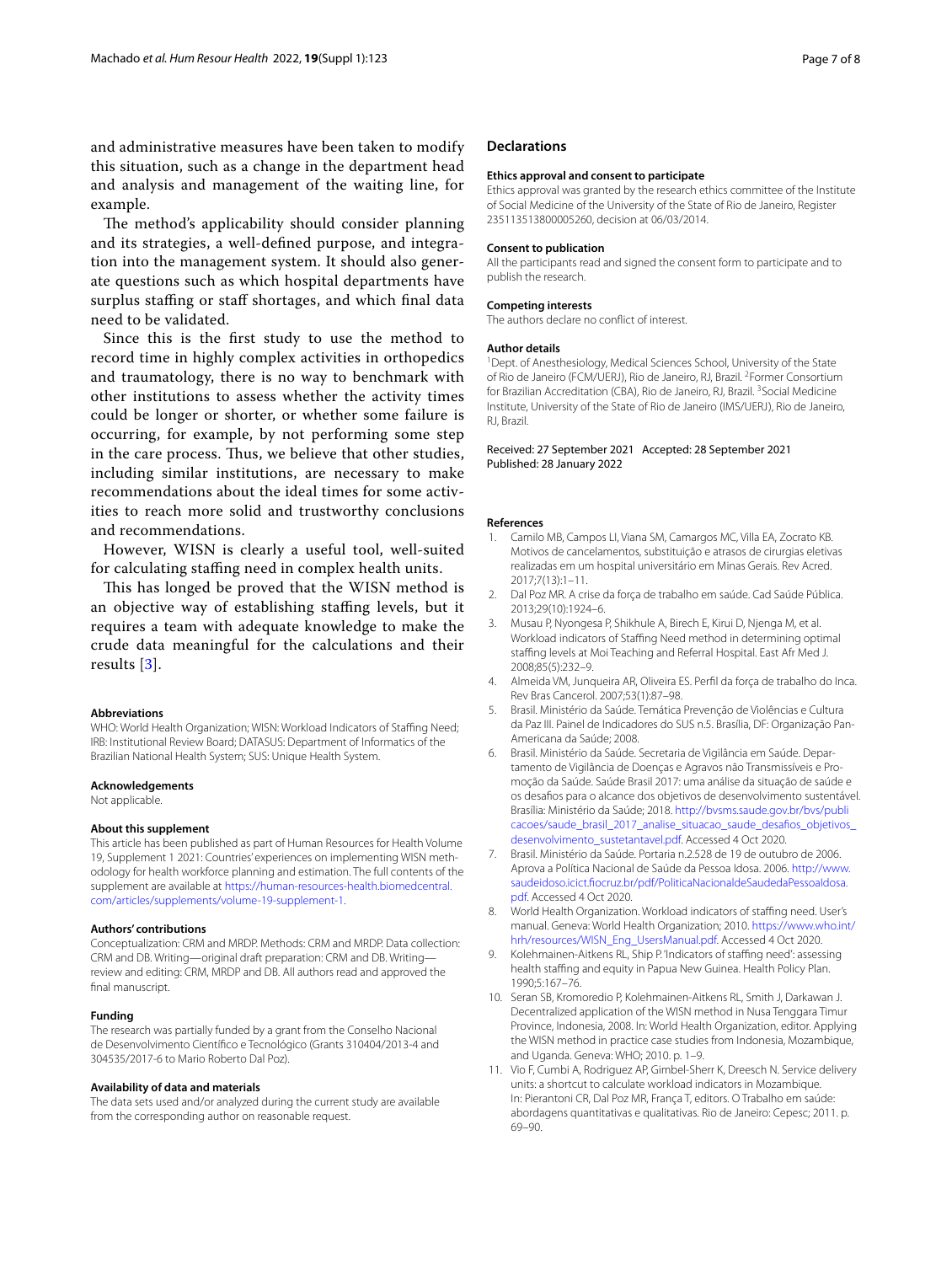and administrative measures have been taken to modify this situation, such as a change in the department head and analysis and management of the waiting line, for example.

The method's applicability should consider planning and its strategies, a well-defined purpose, and integration into the management system. It should also generate questions such as which hospital departments have surplus staffing or staff shortages, and which final data need to be validated.

Since this is the first study to use the method to record time in highly complex activities in orthopedics and traumatology, there is no way to benchmark with other institutions to assess whether the activity times could be longer or shorter, or whether some failure is occurring, for example, by not performing some step in the care process. Thus, we believe that other studies, including similar institutions, are necessary to make recommendations about the ideal times for some activities to reach more solid and trustworthy conclusions and recommendations.

However, WISN is clearly a useful tool, well-suited for calculating staffing need in complex health units.

This has longed be proved that the WISN method is an objective way of establishing staffing levels, but it requires a team with adequate knowledge to make the crude data meaningful for the calculations and their results [3].

#### Abbreviations

WHO: World Health Organization; WISN: Workload Indicators of Staffing Need; IRB: Institutional Review Board; DATASUS: Department of Informatics of the Brazilian National Health System; SUS: Unique Health System.

#### Acknowledgements

Not applicable.

#### About this supplement

This article has been published as part of Human Resources for Health Volume 19, Supplement 1 2021: Countries' experiences on implementing WISN methodology for health workforce planning and estimation. The full contents of the supplement are available at https://human-resources-health.biomedcentral.com/articles/supplements/volume-19-supplement-1.

#### Authors' contributions

Conceptualization: CRM and MRDP. Methods: CRM and MRDP. Data collection: CRM and DB. Writing—original draft preparation: CRM and DB. Writing—review and editing: CRM, MRDP and DB. All authors read and approved the final manuscript.

#### Funding

The research was partially funded by a grant from the Conselho Nacional de Desenvolvimento Científico e Tecnológico (Grants 310404/2013-4 and 304535/2017-6 to Mario Roberto Dal Poz).

#### Availability of data and materials

The data sets used and/or analyzed during the current study are available from the corresponding author on reasonable request.

## Declarations

#### Ethics approval and consent to participate

Ethics approval was granted by the research ethics committee of the Institute of Social Medicine of the University of the State of Rio de Janeiro, Register 235113513800005260, decision at 06/03/2014.

#### Consent to publication

All the participants read and signed the consent form to participate and to publish the research.

#### Competing interests

The authors declare no conflict of interest.

#### Author details

[1] Dept. of Anesthesiology, Medical Sciences School, University of the State of Rio de Janeiro (FCM/UERJ), Rio de Janeiro, RJ, Brazil. [2] Former Consortium for Brazilian Accreditation (CBA), Rio de Janeiro, RJ, Brazil. [3] Social Medicine Institute, University of the State of Rio de Janeiro (IMS/UERJ), Rio de Janeiro, RJ, Brazil.

Received: 27 September 2021 Accepted: 28 September 2021
Published: 28 January 2022

#### References

1. Camilo MB, Campos LI, Viana SM, Camargos MC, Villa EA, Zocrato KB. Motivos de cancelamentos, substituição e atrasos de cirurgias eletivas realizadas em um hospital universitário em Minas Gerais. Rev Acred. 2017;7(13):1–11.
2. Dal Poz MR. A crise da força de trabalho em saúde. Cad Saúde Pública. 2013;29(10):1924–6.
3. Musau P, Nyongesa P, Shikhule A, Birech E, Kirui D, Njenga M, et al. Workload indicators of Staffing Need method in determining optimal staffing levels at Moi Teaching and Referral Hospital. East Afr Med J. 2008;85(5):232–9.
4. Almeida VM, Junqueira AR, Oliveira ES. Perfil da força de trabalho do Inca. Rev Bras Cancerol. 2007;53(1):87–98.
5. Brasil. Ministério da Saúde. Temática Prevenção de Violências e Cultura da Paz III. Painel de Indicadores do SUS n.5. Brasília, DF: Organização Pan-Americana da Saúde; 2008.
6. Brasil. Ministério da Saúde. Secretaria de Vigilância em Saúde. Departamento de Vigilância de Doenças e Agravos não Transmissíveis e Promoção da Saúde. Saúde Brasil 2017: uma análise da situação de saúde e os desafios para o alcance dos objetivos de desenvolvimento sustentável. Brasília: Ministério da Saúde; 2018. http://bvsms.saude.gov.br/bvs/publicacoes/saude_brasil_2017_analise_situacao_saude_desafios_objetivos_desenvolvimento_sustetantavel.pdf. Accessed 4 Oct 2020.
7. Brasil. Ministério da Saúde. Portaria n.2.528 de 19 de outubro de 2006. Aprova a Política Nacional de Saúde da Pessoa Idosa. 2006. http://www.saudeidoso.icict.fiocruz.br/pdf/PoliticaNacionaldeSaudedaPessoaIdosa.pdf. Accessed 4 Oct 2020.
8. World Health Organization. Workload indicators of staffing need. User's manual. Geneva: World Health Organization; 2010. https://www.who.int/hrh/resources/WISN_Eng_UsersManual.pdf. Accessed 4 Oct 2020.
9. Kolehmainen-Aitkens RL, Ship P. 'Indicators of staffing need': assessing health staffing and equity in Papua New Guinea. Health Policy Plan. 1990;5:167–76.
10. Seran SB, Kromoredio P, Kolehmainen-Aitkens RL, Smith J, Darkawan J. Decentralized application of the WISN method in Nusa Tenggara Timur Province, Indonesia, 2008. In: World Health Organization, editor. Applying the WISN method in practice case studies from Indonesia, Mozambique, and Uganda. Geneva: WHO; 2010. p. 1–9.
11. Vio F, Cumbi A, Rodriguez AP, Gimbel-Sherr K, Dreesch N. Service delivery units: a shortcut to calculate workload indicators in Mozambique. In: Pierantoni CR, Dal Poz MR, França T, editors. O Trabalho em saúde: abordagens quantitativas e qualitativas. Rio de Janeiro: Cepesc; 2011. p. 69–90.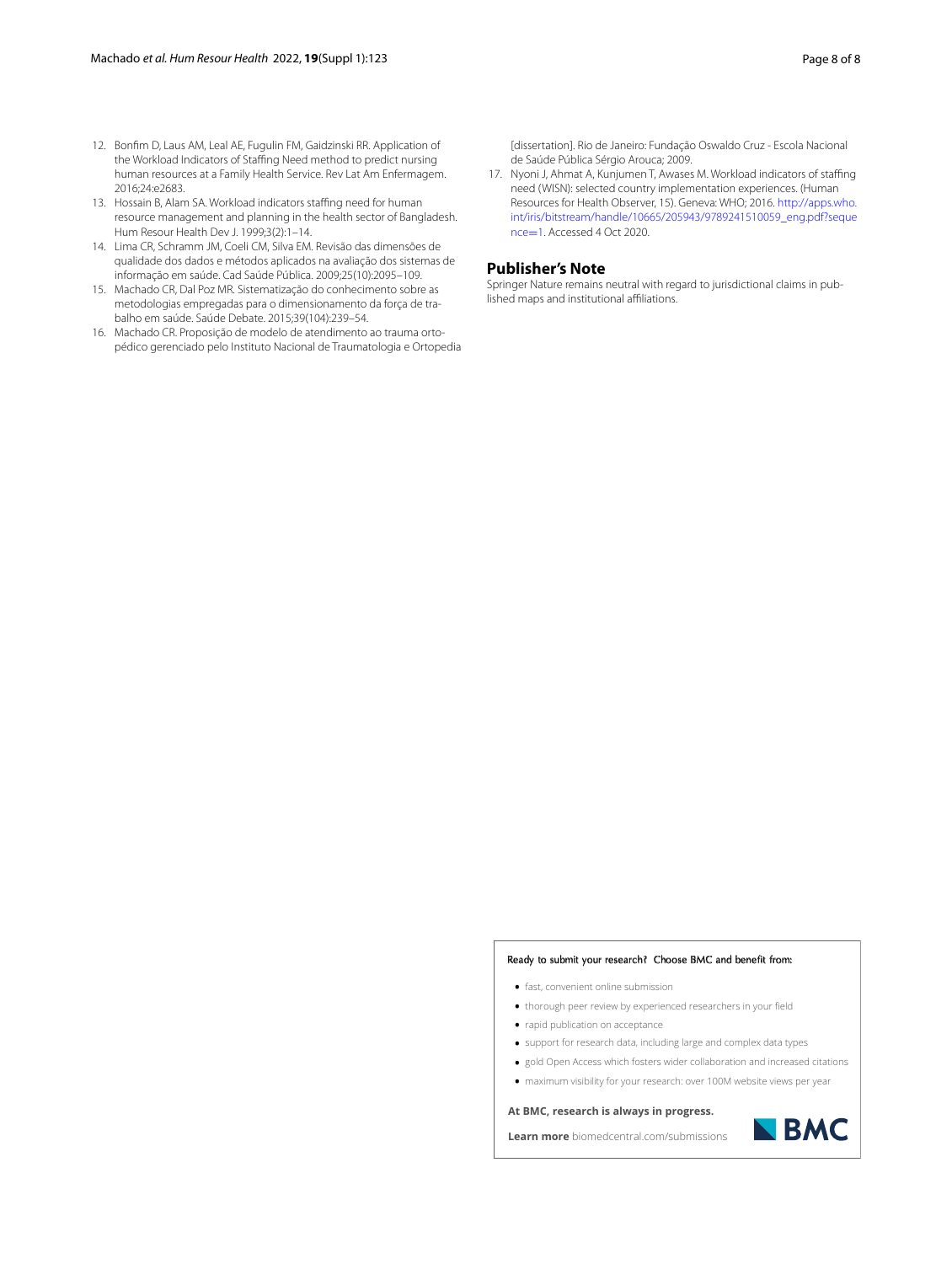12. Bonfim D, Laus AM, Leal AE, Fugulin FM, Gaidzinski RR. Application of the Workload Indicators of Staffing Need method to predict nursing human resources at a Family Health Service. Rev Lat Am Enfermagem. 2016;24:e2683.
13. Hossain B, Alam SA. Workload indicators staffing need for human resource management and planning in the health sector of Bangladesh. Hum Resour Health Dev J. 1999;3(2):1–14.
14. Lima CR, Schramm JM, Coeli CM, Silva EM. Revisão das dimensões de qualidade dos dados e métodos aplicados na avaliação dos sistemas de informação em saúde. Cad Saúde Pública. 2009;25(10):2095–109.
15. Machado CR, Dal Poz MR. Sistematização do conhecimento sobre as metodologias empregadas para o dimensionamento da força de trabalho em saúde. Saúde Debate. 2015;39(104):239–54.
16. Machado CR. Proposição de modelo de atendimento ao trauma ortopédico gerenciado pelo Instituto Nacional de Traumatologia e Ortopedia [dissertation]. Rio de Janeiro: Fundação Oswaldo Cruz - Escola Nacional de Saúde Pública Sérgio Arouca; 2009.
17. Nyoni J, Ahmat A, Kunjumen T, Awases M. Workload indicators of staffing need (WISN): selected country implementation experiences. (Human Resources for Health Observer, 15). Geneva: WHO; 2016. http://apps.who.int/iris/bitstream/handle/10665/205943/9789241510059_eng.pdf?sequence=1. Accessed 4 Oct 2020.

## Publisher's Note

Springer Nature remains neutral with regard to jurisdictional claims in published maps and institutional affiliations.

Ready to submit your research? Choose BMC and benefit from:

- fast, convenient online submission
- thorough peer review by experienced researchers in your field
- rapid publication on acceptance
- support for research data, including large and complex data types
- gold Open Access which fosters wider collaboration and increased citations
- maximum visibility for your research: over 100M website views per year

**At BMC, research is always in progress.**

**Learn more** biomedcentral.com/submissions

BMC